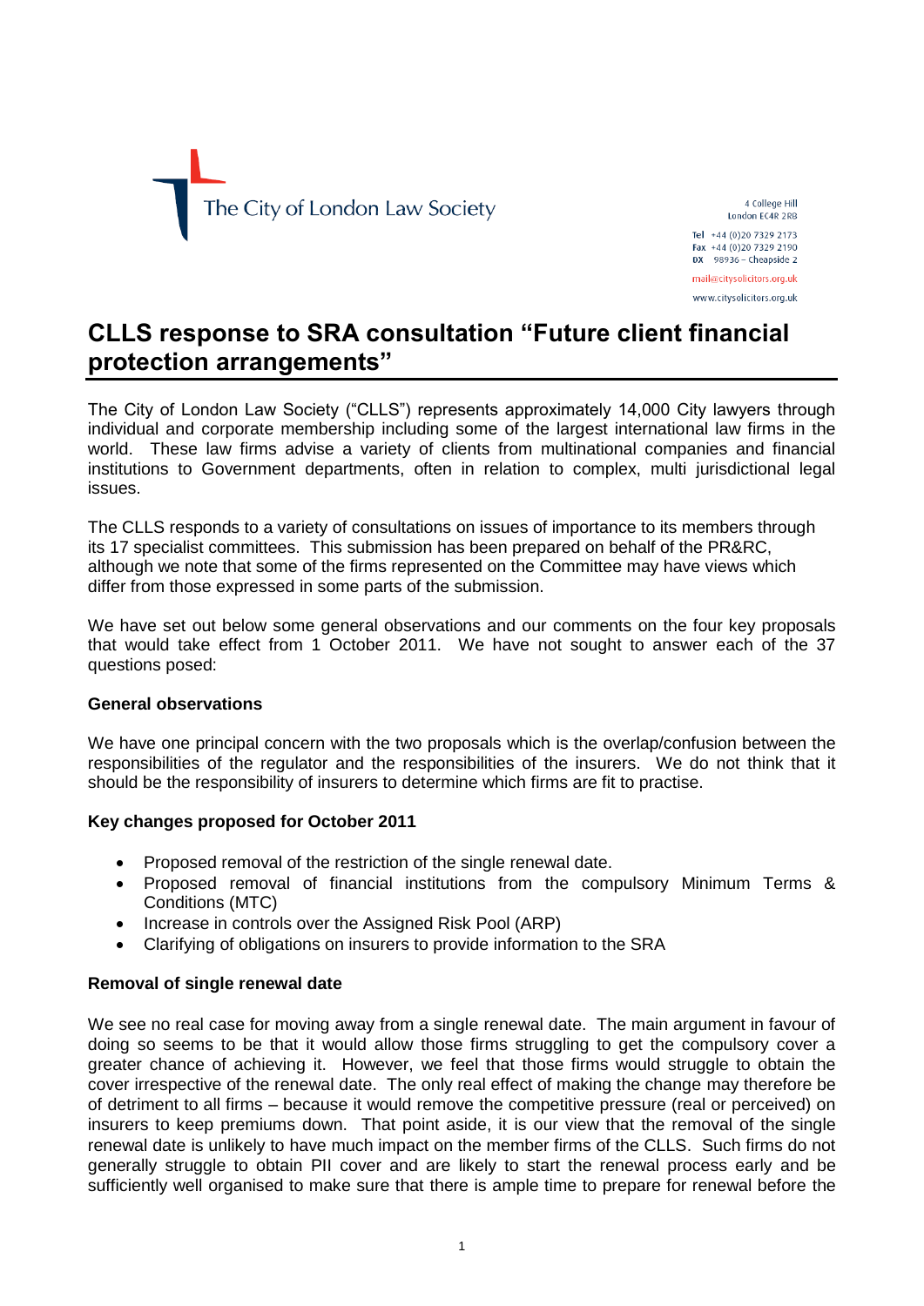The City of London Law Society

4 College Hill
London EC4R 2RB

Tel +44 (0)20 7329 2173
Fax +44 (0)20 7329 2190
DX 98936 – Cheapside 2

mail@citysolicitors.org.uk

www.citysolicitors.org.uk

# CLLS response to SRA consultation "Future client financial protection arrangements"

The City of London Law Society ("CLLS") represents approximately 14,000 City lawyers through individual and corporate membership including some of the largest international law firms in the world. These law firms advise a variety of clients from multinational companies and financial institutions to Government departments, often in relation to complex, multi jurisdictional legal issues.

The CLLS responds to a variety of consultations on issues of importance to its members through its 17 specialist committees. This submission has been prepared on behalf of the PR&RC, although we note that some of the firms represented on the Committee may have views which differ from those expressed in some parts of the submission.

We have set out below some general observations and our comments on the four key proposals that would take effect from 1 October 2011. We have not sought to answer each of the 37 questions posed:

**General observations**

We have one principal concern with the two proposals which is the overlap/confusion between the responsibilities of the regulator and the responsibilities of the insurers. We do not think that it should be the responsibility of insurers to determine which firms are fit to practise.

**Key changes proposed for October 2011**

- Proposed removal of the restriction of the single renewal date.
- Proposed removal of financial institutions from the compulsory Minimum Terms & Conditions (MTC)
- Increase in controls over the Assigned Risk Pool (ARP)
- Clarifying of obligations on insurers to provide information to the SRA

**Removal of single renewal date**

We see no real case for moving away from a single renewal date. The main argument in favour of doing so seems to be that it would allow those firms struggling to get the compulsory cover a greater chance of achieving it. However, we feel that those firms would struggle to obtain the cover irrespective of the renewal date. The only real effect of making the change may therefore be of detriment to all firms – because it would remove the competitive pressure (real or perceived) on insurers to keep premiums down. That point aside, it is our view that the removal of the single renewal date is unlikely to have much impact on the member firms of the CLLS. Such firms do not generally struggle to obtain PII cover and are likely to start the renewal process early and be sufficiently well organised to make sure that there is ample time to prepare for renewal before the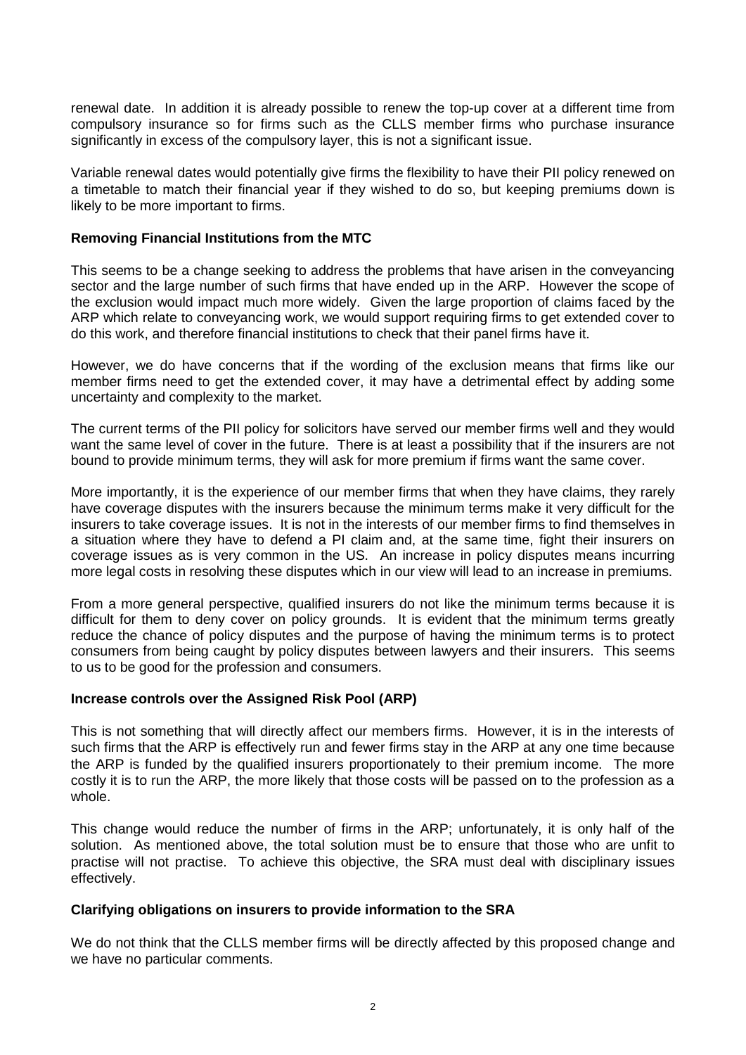renewal date. In addition it is already possible to renew the top-up cover at a different time from compulsory insurance so for firms such as the CLLS member firms who purchase insurance significantly in excess of the compulsory layer, this is not a significant issue.

Variable renewal dates would potentially give firms the flexibility to have their PII policy renewed on a timetable to match their financial year if they wished to do so, but keeping premiums down is likely to be more important to firms.

**Removing Financial Institutions from the MTC**

This seems to be a change seeking to address the problems that have arisen in the conveyancing sector and the large number of such firms that have ended up in the ARP. However the scope of the exclusion would impact much more widely. Given the large proportion of claims faced by the ARP which relate to conveyancing work, we would support requiring firms to get extended cover to do this work, and therefore financial institutions to check that their panel firms have it.

However, we do have concerns that if the wording of the exclusion means that firms like our member firms need to get the extended cover, it may have a detrimental effect by adding some uncertainty and complexity to the market.

The current terms of the PII policy for solicitors have served our member firms well and they would want the same level of cover in the future. There is at least a possibility that if the insurers are not bound to provide minimum terms, they will ask for more premium if firms want the same cover.

More importantly, it is the experience of our member firms that when they have claims, they rarely have coverage disputes with the insurers because the minimum terms make it very difficult for the insurers to take coverage issues. It is not in the interests of our member firms to find themselves in a situation where they have to defend a PI claim and, at the same time, fight their insurers on coverage issues as is very common in the US. An increase in policy disputes means incurring more legal costs in resolving these disputes which in our view will lead to an increase in premiums.

From a more general perspective, qualified insurers do not like the minimum terms because it is difficult for them to deny cover on policy grounds. It is evident that the minimum terms greatly reduce the chance of policy disputes and the purpose of having the minimum terms is to protect consumers from being caught by policy disputes between lawyers and their insurers. This seems to us to be good for the profession and consumers.

**Increase controls over the Assigned Risk Pool (ARP)**

This is not something that will directly affect our members firms. However, it is in the interests of such firms that the ARP is effectively run and fewer firms stay in the ARP at any one time because the ARP is funded by the qualified insurers proportionately to their premium income. The more costly it is to run the ARP, the more likely that those costs will be passed on to the profession as a whole.

This change would reduce the number of firms in the ARP; unfortunately, it is only half of the solution. As mentioned above, the total solution must be to ensure that those who are unfit to practise will not practise. To achieve this objective, the SRA must deal with disciplinary issues effectively.

**Clarifying obligations on insurers to provide information to the SRA**

We do not think that the CLLS member firms will be directly affected by this proposed change and we have no particular comments.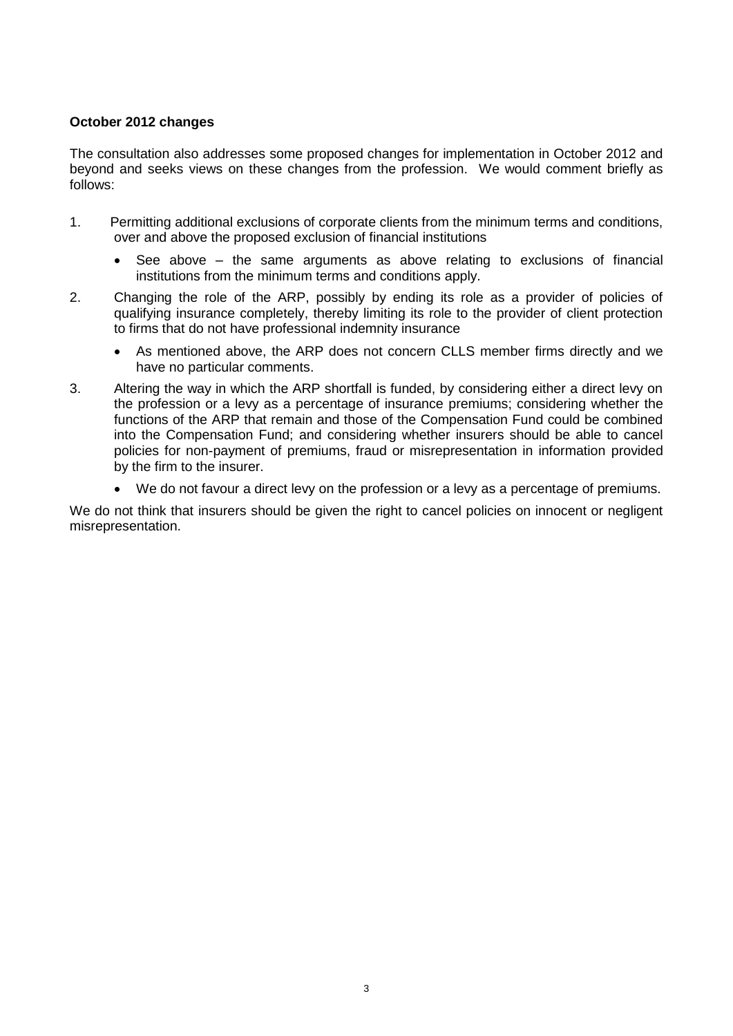**October 2012 changes**

The consultation also addresses some proposed changes for implementation in October 2012 and beyond and seeks views on these changes from the profession. We would comment briefly as follows:

1. Permitting additional exclusions of corporate clients from the minimum terms and conditions, over and above the proposed exclusion of financial institutions
    - See above – the same arguments as above relating to exclusions of financial institutions from the minimum terms and conditions apply.
2. Changing the role of the ARP, possibly by ending its role as a provider of policies of qualifying insurance completely, thereby limiting its role to the provider of client protection to firms that do not have professional indemnity insurance
    - As mentioned above, the ARP does not concern CLLS member firms directly and we have no particular comments.
3. Altering the way in which the ARP shortfall is funded, by considering either a direct levy on the profession or a levy as a percentage of insurance premiums; considering whether the functions of the ARP that remain and those of the Compensation Fund could be combined into the Compensation Fund; and considering whether insurers should be able to cancel policies for non-payment of premiums, fraud or misrepresentation in information provided by the firm to the insurer.
    - We do not favour a direct levy on the profession or a levy as a percentage of premiums.

We do not think that insurers should be given the right to cancel policies on innocent or negligent misrepresentation.